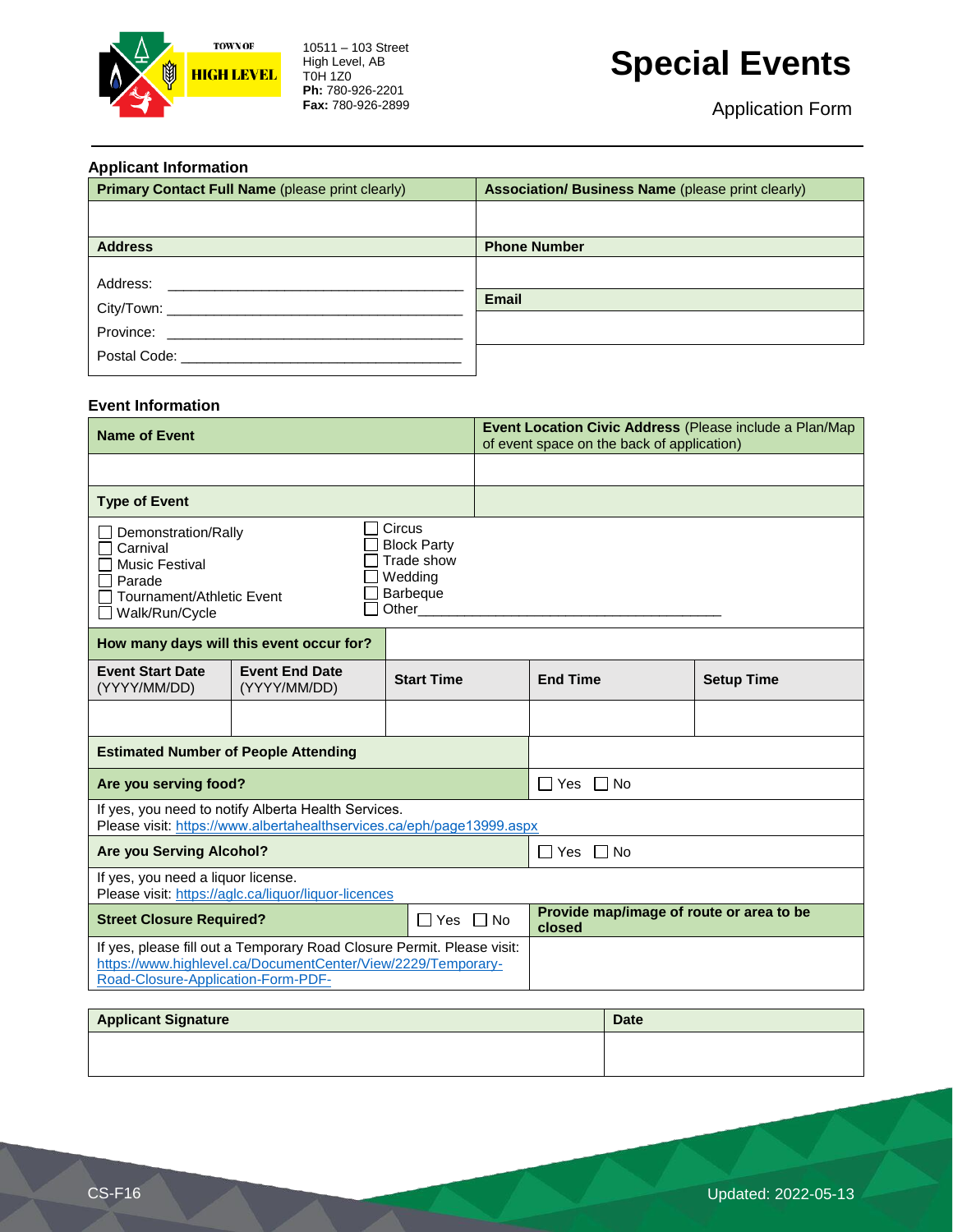TOWN OF HIGH LEVEL

10511 – 103 Street
High Level, AB
T0H 1Z0
**Ph:** 780-926-2201
**Fax:** 780-926-2899

# Special Events

Application Form

## Applicant Information

| **Primary Contact Full Name** (please print clearly) | **Association/ Business Name** (please print clearly) |
|---|---|
| | |
| **Address** | **Phone Number** |
| Address: ______________________ <br> City/Town: ______________________ <br> Province: ______________________ <br> Postal Code: ______________________ | |
| | **Email** |
| | |

## Event Information

| **Name of Event** | **Event Location Civic Address** (Please include a Plan/Map of event space on the back of application) |
|---|---|
| | |
| **Type of Event** | |

☐ Demonstration/Rally
☐ Carnival
☐ Music Festival
☐ Parade
☐ Tournament/Athletic Event
☐ Walk/Run/Cycle
☐ Circus
☐ Block Party
☐ Trade show
☐ Wedding
☐ Barbeque
☐ Other______________________

| **How many days will this event occur for?** | | | | |
|---|---|---|---|---|
| **Event Start Date** (YYYY/MM/DD) | **Event End Date** (YYYY/MM/DD) | **Start Time** | **End Time** | **Setup Time** |
| | | | | |

| **Estimated Number of People Attending** | |
|---|---|
| **Are you serving food?** | ☐ Yes ☐ No |
| If yes, you need to notify Alberta Health Services. Please visit: https://www.albertahealthservices.ca/eph/page13999.aspx | |
| **Are you Serving Alcohol?** | ☐ Yes ☐ No |
| If yes, you need a liquor license. Please visit: https://aglc.ca/liquor/liquor-licences | |
| **Street Closure Required?** ☐ Yes ☐ No | **Provide map/image of route or area to be closed** |
| If yes, please fill out a Temporary Road Closure Permit. Please visit: https://www.highlevel.ca/DocumentCenter/View/2229/Temporary-Road-Closure-Application-Form-PDF- | |

| **Applicant Signature** | **Date** |
|---|---|
| | |

CS-F16

Updated: 2022-05-13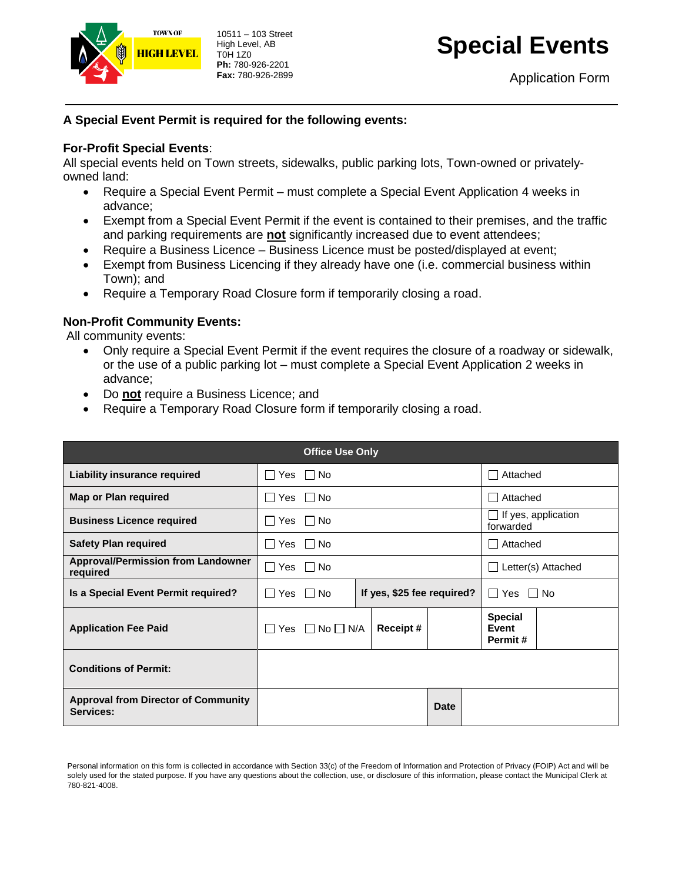TOWN OF HIGH LEVEL

10511 – 103 Street
High Level, AB
T0H 1Z0
**Ph:** 780-926-2201
**Fax:** 780-926-2899

# Special Events

Application Form

### A Special Event Permit is required for the following events:

**For-Profit Special Events**:
All special events held on Town streets, sidewalks, public parking lots, Town-owned or privately-owned land:

- Require a Special Event Permit – must complete a Special Event Application 4 weeks in advance;
- Exempt from a Special Event Permit if the event is contained to their premises, and the traffic and parking requirements are **not** significantly increased due to event attendees;
- Require a Business Licence – Business Licence must be posted/displayed at event;
- Exempt from Business Licencing if they already have one (i.e. commercial business within Town); and
- Require a Temporary Road Closure form if temporarily closing a road.

**Non-Profit Community Events:**
All community events:

- Only require a Special Event Permit if the event requires the closure of a roadway or sidewalk, or the use of a public parking lot – must complete a Special Event Application 2 weeks in advance;
- Do **not** require a Business Licence; and
- Require a Temporary Road Closure form if temporarily closing a road.

| Office Use Only | | | | | |
|---|---|---|---|---|---|
| **Liability insurance required** | ☐ Yes ☐ No | | | ☐ Attached | |
| **Map or Plan required** | ☐ Yes ☐ No | | | ☐ Attached | |
| **Business Licence required** | ☐ Yes ☐ No | | | ☐ If yes, application forwarded | |
| **Safety Plan required** | ☐ Yes ☐ No | | | ☐ Attached | |
| **Approval/Permission from Landowner required** | ☐ Yes ☐ No | | | ☐ Letter(s) Attached | |
| **Is a Special Event Permit required?** | ☐ Yes ☐ No | **If yes, $25 fee required?** | | ☐ Yes ☐ No | |
| **Application Fee Paid** | ☐ Yes ☐ No ☐ N/A | **Receipt #** | | **Special Event Permit #** | |
| **Conditions of Permit:** | | | | | |
| **Approval from Director of Community Services:** | | | **Date** | | |

Personal information on this form is collected in accordance with Section 33(c) of the Freedom of Information and Protection of Privacy (FOIP) Act and will be solely used for the stated purpose. If you have any questions about the collection, use, or disclosure of this information, please contact the Municipal Clerk at 780-821-4008.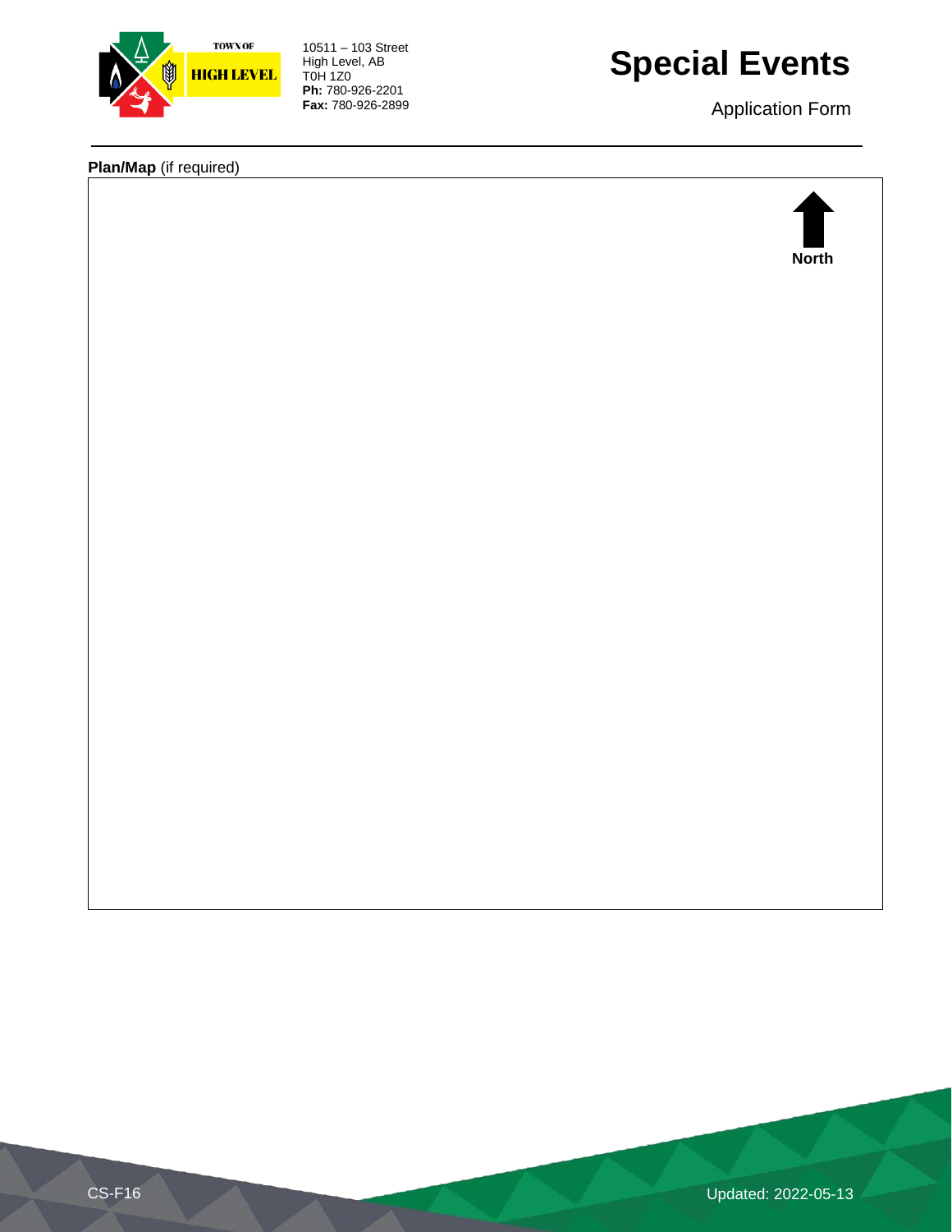**Plan/Map** (if required)

North